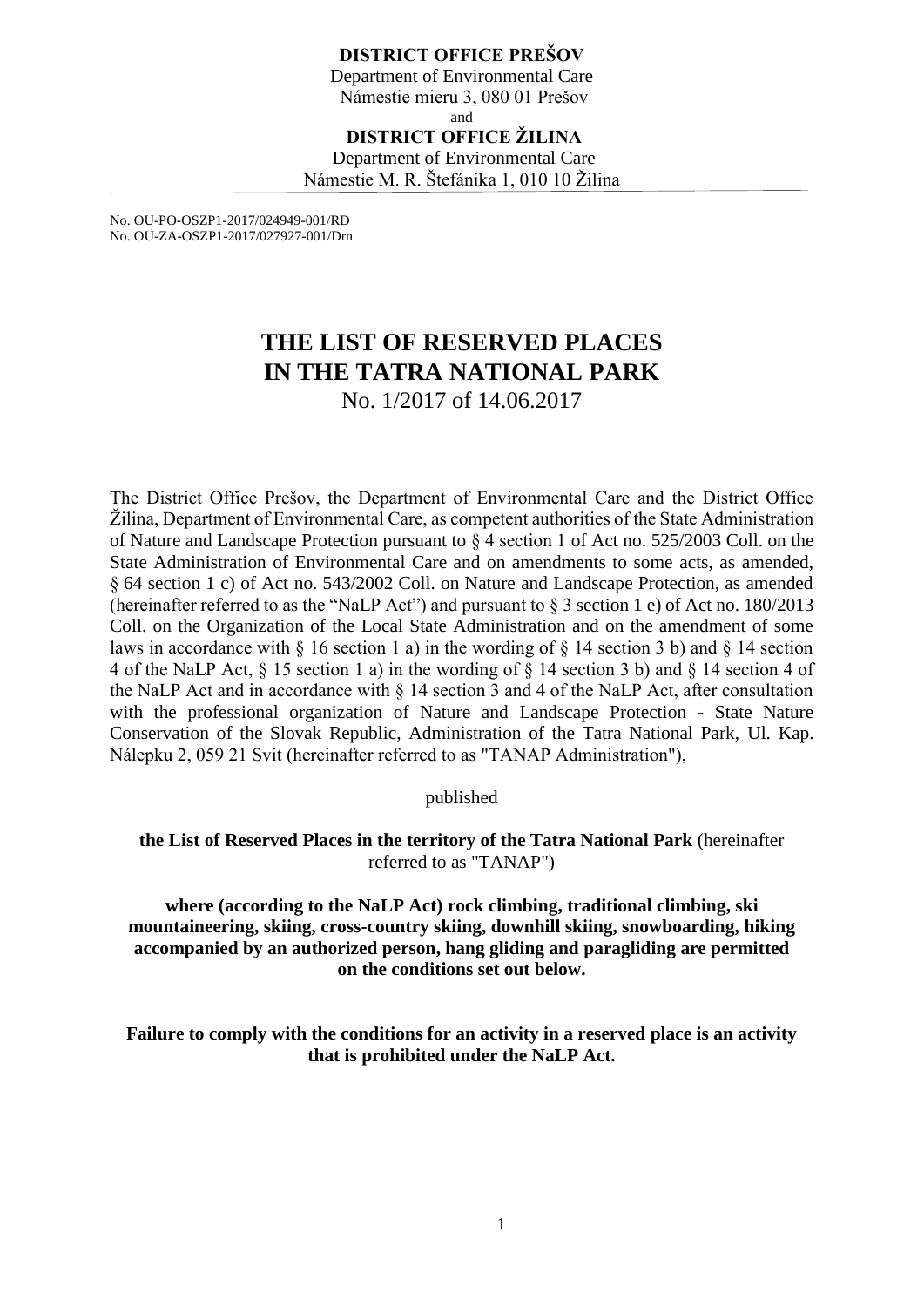**DISTRICT OFFICE PREŠOV**
Department of Environmental Care
Námestie mieru 3, 080 01 Prešov
and
**DISTRICT OFFICE ŽILINA**
Department of Environmental Care
Námestie M. R. Štefánika 1, 010 10 Žilina

No. OU-PO-OSZP1-2017/024949-001/RD
No. OU-ZA-OSZP1-2017/027927-001/Drn

# THE LIST OF RESERVED PLACES IN THE TATRA NATIONAL PARK

No. 1/2017 of 14.06.2017

The District Office Prešov, the Department of Environmental Care and the District Office Žilina, Department of Environmental Care, as competent authorities of the State Administration of Nature and Landscape Protection pursuant to § 4 section 1 of Act no. 525/2003 Coll. on the State Administration of Environmental Care and on amendments to some acts, as amended, § 64 section 1 c) of Act no. 543/2002 Coll. on Nature and Landscape Protection, as amended (hereinafter referred to as the "NaLP Act") and pursuant to § 3 section 1 e) of Act no. 180/2013 Coll. on the Organization of the Local State Administration and on the amendment of some laws in accordance with § 16 section 1 a) in the wording of § 14 section 3 b) and § 14 section 4 of the NaLP Act, § 15 section 1 a) in the wording of § 14 section 3 b) and § 14 section 4 of the NaLP Act and in accordance with § 14 section 3 and 4 of the NaLP Act, after consultation with the professional organization of Nature and Landscape Protection - State Nature Conservation of the Slovak Republic, Administration of the Tatra National Park, Ul. Kap. Nálepku 2, 059 21 Svit (hereinafter referred to as "TANAP Administration"),

published

**the List of Reserved Places in the territory of the Tatra National Park** (hereinafter referred to as "TANAP")

**where (according to the NaLP Act) rock climbing, traditional climbing, ski mountaineering, skiing, cross-country skiing, downhill skiing, snowboarding, hiking accompanied by an authorized person, hang gliding and paragliding are permitted on the conditions set out below.**

**Failure to comply with the conditions for an activity in a reserved place is an activity that is prohibited under the NaLP Act.**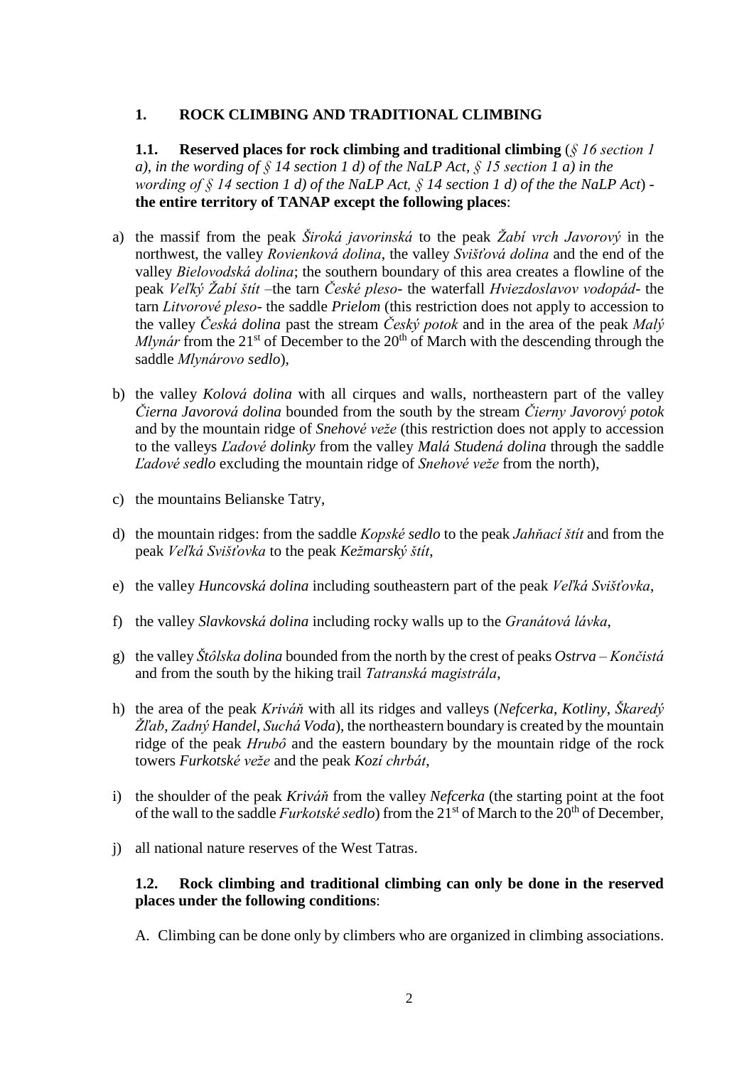## 1. ROCK CLIMBING AND TRADITIONAL CLIMBING

### 1.1. Reserved places for rock climbing and traditional climbing

**1.1. Reserved places for rock climbing and traditional climbing** (*§ 16 section 1 a), in the wording of § 14 section 1 d) of the NaLP Act, § 15 section 1 a) in the wording of § 14 section 1 d) of the NaLP Act, § 14 section 1 d) of the the NaLP Act*) - **the entire territory of TANAP except the following places**:

a) the massif from the peak *Široká javorinská* to the peak *Žabí vrch Javorový* in the northwest, the valley *Rovienková dolina*, the valley *Svišťová dolina* and the end of the valley *Bielovodská dolina*; the southern boundary of this area creates a flowline of the peak *Veľký Žabí štít* –the tarn *České pleso*- the waterfall *Hviezdoslavov vodopád*- the tarn *Litvorové pleso*- the saddle *Prielom* (this restriction does not apply to accession to the valley *Česká dolina* past the stream *Český potok* and in the area of the peak *Malý Mlynár* from the 21st of December to the 20th of March with the descending through the saddle *Mlynárovo sedlo*),

b) the valley *Kolová dolina* with all cirques and walls, northeastern part of the valley *Čierna Javorová dolina* bounded from the south by the stream *Čierny Javorový potok* and by the mountain ridge of *Snehové veže* (this restriction does not apply to accession to the valleys *Ľadové dolinky* from the valley *Malá Studená dolina* through the saddle *Ľadové sedlo* excluding the mountain ridge of *Snehové veže* from the north),

c) the mountains Belianske Tatry,

d) the mountain ridges: from the saddle *Kopské sedlo* to the peak *Jahňací štít* and from the peak *Veľká Svišťovka* to the peak *Kežmarský štít*,

e) the valley *Huncovská dolina* including southeastern part of the peak *Veľká Svišťovka*,

f) the valley *Slavkovská dolina* including rocky walls up to the *Granátová lávka*,

g) the valley *Štôlska dolina* bounded from the north by the crest of peaks *Ostrva – Končistá* and from the south by the hiking trail *Tatranská magistrála*,

h) the area of the peak *Kriváň* with all its ridges and valleys (*Nefcerka*, *Kotliny*, *Škaredý Žľab*, *Zadný Handel*, *Suchá Voda*), the northeastern boundary is created by the mountain ridge of the peak *Hrubô* and the eastern boundary by the mountain ridge of the rock towers *Furkotské veže* and the peak *Kozí chrbát*,

i) the shoulder of the peak *Kriváň* from the valley *Nefcerka* (the starting point at the foot of the wall to the saddle *Furkotské sedlo*) from the 21st of March to the 20th of December,

j) all national nature reserves of the West Tatras.

### 1.2. Rock climbing and traditional climbing can only be done in the reserved places under the following conditions:

A. Climbing can be done only by climbers who are organized in climbing associations.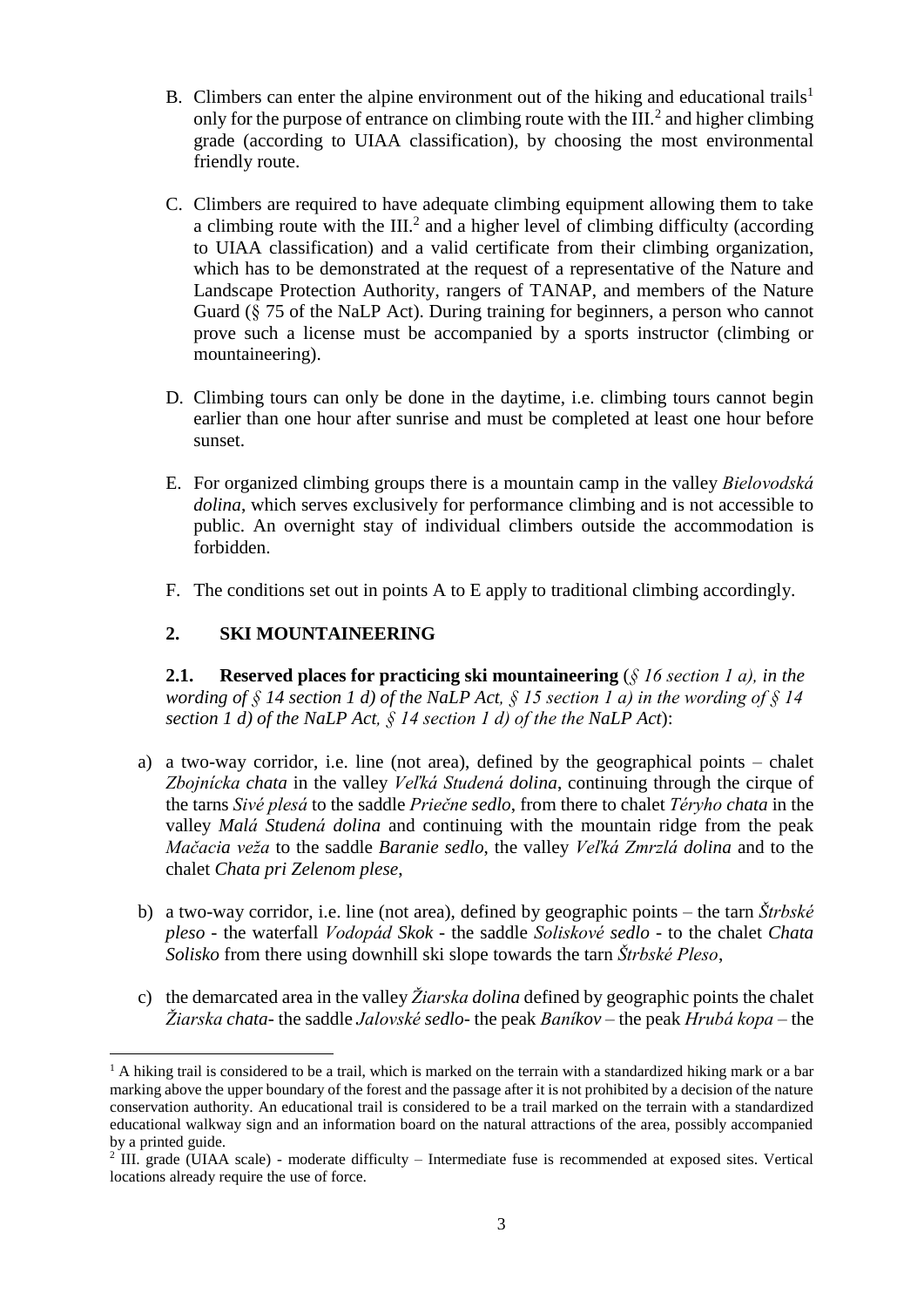B. Climbers can enter the alpine environment out of the hiking and educational trails[1] only for the purpose of entrance on climbing route with the III.[2] and higher climbing grade (according to UIAA classification), by choosing the most environmental friendly route.

C. Climbers are required to have adequate climbing equipment allowing them to take a climbing route with the III.[2] and a higher level of climbing difficulty (according to UIAA classification) and a valid certificate from their climbing organization, which has to be demonstrated at the request of a representative of the Nature and Landscape Protection Authority, rangers of TANAP, and members of the Nature Guard (§ 75 of the NaLP Act). During training for beginners, a person who cannot prove such a license must be accompanied by a sports instructor (climbing or mountaineering).

D. Climbing tours can only be done in the daytime, i.e. climbing tours cannot begin earlier than one hour after sunrise and must be completed at least one hour before sunset.

E. For organized climbing groups there is a mountain camp in the valley *Bielovodská dolina*, which serves exclusively for performance climbing and is not accessible to public. An overnight stay of individual climbers outside the accommodation is forbidden.

F. The conditions set out in points A to E apply to traditional climbing accordingly.

## 2. SKI MOUNTAINEERING

**2.1. Reserved places for practicing ski mountaineering** (*§ 16 section 1 a), in the wording of § 14 section 1 d) of the NaLP Act, § 15 section 1 a) in the wording of § 14 section 1 d) of the NaLP Act, § 14 section 1 d) of the the NaLP Act*):

a) a two-way corridor, i.e. line (not area), defined by the geographical points – chalet *Zbojnícka chata* in the valley *Veľká Studená dolina*, continuing through the cirque of the tarns *Sivé plesá* to the saddle *Priečne sedlo*, from there to chalet *Téryho chata* in the valley *Malá Studená dolina* and continuing with the mountain ridge from the peak *Mačacia veža* to the saddle *Baranie sedlo*, the valley *Veľká Zmrzlá dolina* and to the chalet *Chata pri Zelenom plese*,

b) a two-way corridor, i.e. line (not area), defined by geographic points – the tarn *Štrbské pleso* - the waterfall *Vodopád Skok* - the saddle *Soliskové sedlo* - to the chalet *Chata Solisko* from there using downhill ski slope towards the tarn *Štrbské Pleso*,

c) the demarcated area in the valley *Žiarska dolina* defined by geographic points the chalet *Žiarska chata*- the saddle *Jalovské sedlo*- the peak *Baníkov* – the peak *Hrubá kopa* – the

[1] A hiking trail is considered to be a trail, which is marked on the terrain with a standardized hiking mark or a bar marking above the upper boundary of the forest and the passage after it is not prohibited by a decision of the nature conservation authority. An educational trail is considered to be a trail marked on the terrain with a standardized educational walkway sign and an information board on the natural attractions of the area, possibly accompanied by a printed guide.

[2] III. grade (UIAA scale) - moderate difficulty – Intermediate fuse is recommended at exposed sites. Vertical locations already require the use of force.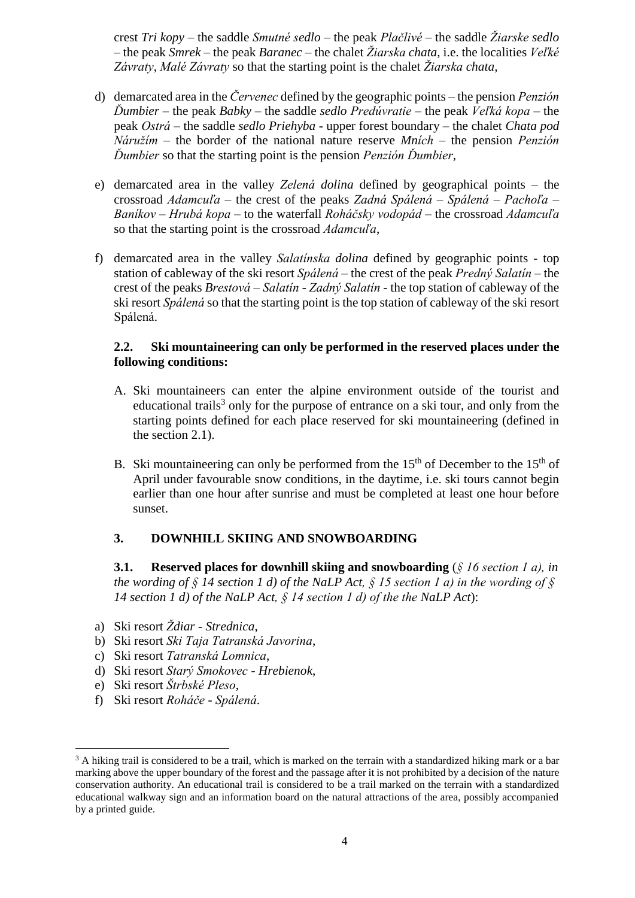crest *Tri kopy* – the saddle *Smutné sedlo* – the peak *Plačlivé* – the saddle *Žiarske sedlo* – the peak *Smrek* – the peak *Baranec* – the chalet *Žiarska chata*, i.e. the localities *Veľké Závraty*, *Malé Závraty* so that the starting point is the chalet *Žiarska chata*,

d) demarcated area in the *Červenec* defined by the geographic points – the pension *Penzión Ďumbier* – the peak *Babky* – the saddle *sedlo Predúvratie* – the peak *Veľká kopa* – the peak *Ostrá* – the saddle *sedlo Priehyba* - upper forest boundary – the chalet *Chata pod Náružím* – the border of the national nature reserve *Mních* – the pension *Penzión Ďumbier* so that the starting point is the pension *Penzión Ďumbier*,

e) demarcated area in the valley *Zelená dolina* defined by geographical points – the crossroad *Adamcuľa* – the crest of the peaks *Zadná Spálená* – *Spálená* – *Pachoľa* – *Baníkov* – *Hrubá kopa* – to the waterfall *Roháčsky vodopád* – the crossroad *Adamcuľa* so that the starting point is the crossroad *Adamcuľa*,

f) demarcated area in the valley *Salatínska dolina* defined by geographic points - top station of cableway of the ski resort *Spálená* – the crest of the peak *Predný Salatín* – the crest of the peaks *Brestová* – *Salatín* - *Zadný Salatín* - the top station of cableway of the ski resort *Spálená* so that the starting point is the top station of cableway of the ski resort Spálená.

**2.2. Ski mountaineering can only be performed in the reserved places under the following conditions:**

A. Ski mountaineers can enter the alpine environment outside of the tourist and educational trails[3] only for the purpose of entrance on a ski tour, and only from the starting points defined for each place reserved for ski mountaineering (defined in the section 2.1).

B. Ski mountaineering can only be performed from the 15th of December to the 15th of April under favourable snow conditions, in the daytime, i.e. ski tours cannot begin earlier than one hour after sunrise and must be completed at least one hour before sunset.

## 3. DOWNHILL SKIING AND SNOWBOARDING

**3.1. Reserved places for downhill skiing and snowboarding** (*§ 16 section 1 a), in the wording of § 14 section 1 d) of the NaLP Act, § 15 section 1 a) in the wording of § 14 section 1 d) of the NaLP Act, § 14 section 1 d) of the the NaLP Act*):

a) Ski resort *Ždiar - Strednica*,
b) Ski resort *Ski Taja Tatranská Javorina*,
c) Ski resort *Tatranská Lomnica*,
d) Ski resort *Starý Smokovec - Hrebienok*,
e) Ski resort *Štrbské Pleso*,
f) Ski resort *Roháče - Spálená*.

---

[3] A hiking trail is considered to be a trail, which is marked on the terrain with a standardized hiking mark or a bar marking above the upper boundary of the forest and the passage after it is not prohibited by a decision of the nature conservation authority. An educational trail is considered to be a trail marked on the terrain with a standardized educational walkway sign and an information board on the natural attractions of the area, possibly accompanied by a printed guide.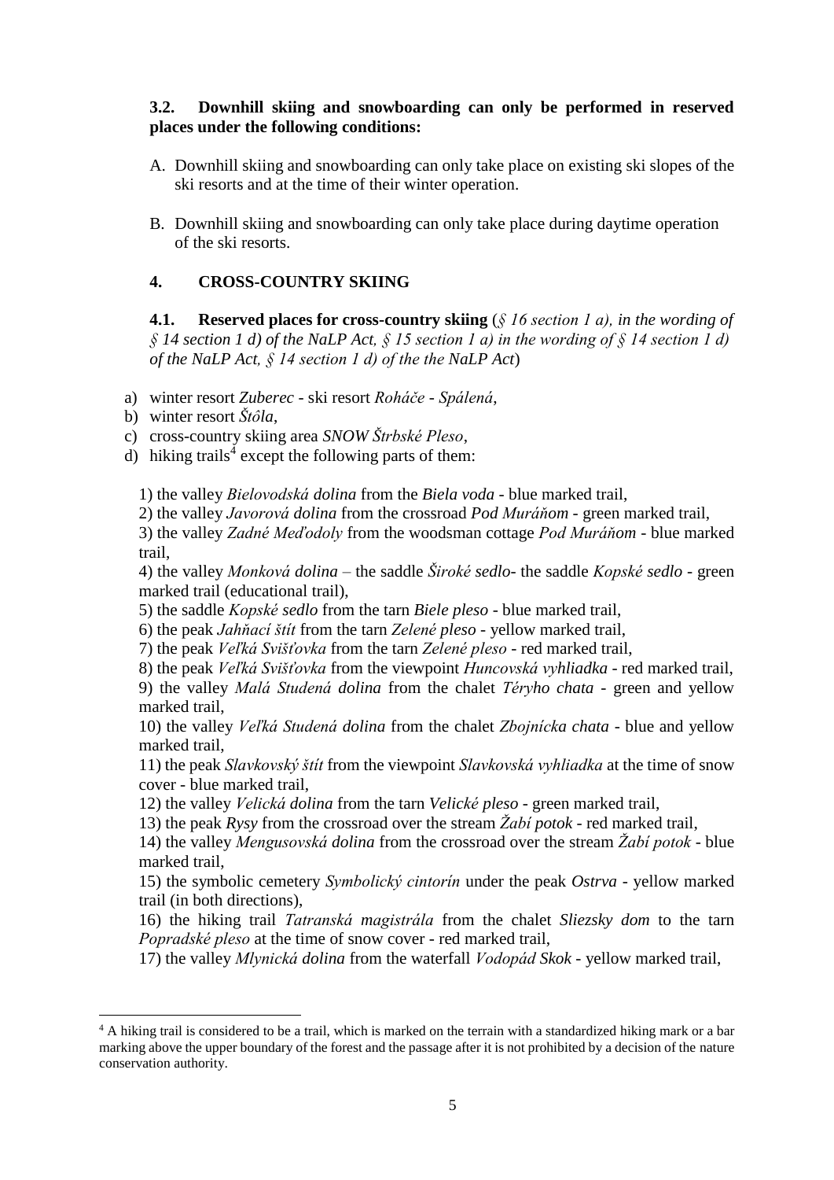**3.2. Downhill skiing and snowboarding can only be performed in reserved places under the following conditions:**

A. Downhill skiing and snowboarding can only take place on existing ski slopes of the ski resorts and at the time of their winter operation.

B. Downhill skiing and snowboarding can only take place during daytime operation of the ski resorts.

## 4. CROSS-COUNTRY SKIING

**4.1. Reserved places for cross-country skiing** (*§ 16 section 1 a), in the wording of § 14 section 1 d) of the NaLP Act, § 15 section 1 a) in the wording of § 14 section 1 d) of the NaLP Act, § 14 section 1 d) of the the NaLP Act*)

a) winter resort *Zuberec* - ski resort *Roháče - Spálená*,
b) winter resort *Štôla*,
c) cross-country skiing area *SNOW Štrbské Pleso*,
d) hiking trails[4] except the following parts of them:

1) the valley *Bielovodská dolina* from the *Biela voda* - blue marked trail,
2) the valley *Javorová dolina* from the crossroad *Pod Muráňom* - green marked trail,
3) the valley *Zadné Meďodoly* from the woodsman cottage *Pod Muráňom* - blue marked trail,
4) the valley *Monková dolina* – the saddle *Široké sedlo*- the saddle *Kopské sedlo* - green marked trail (educational trail),
5) the saddle *Kopské sedlo* from the tarn *Biele pleso* - blue marked trail,
6) the peak *Jahňací štít* from the tarn *Zelené pleso* - yellow marked trail,
7) the peak *Veľká Svišťovka* from the tarn *Zelené pleso* - red marked trail,
8) the peak *Veľká Svišťovka* from the viewpoint *Huncovská vyhliadka* - red marked trail,
9) the valley *Malá Studená dolina* from the chalet *Téryho chata* - green and yellow marked trail,
10) the valley *Veľká Studená dolina* from the chalet *Zbojnícka chata* - blue and yellow marked trail,
11) the peak *Slavkovský štít* from the viewpoint *Slavkovská vyhliadka* at the time of snow cover - blue marked trail,
12) the valley *Velická dolina* from the tarn *Velické pleso* - green marked trail,
13) the peak *Rysy* from the crossroad over the stream *Žabí potok* - red marked trail,
14) the valley *Mengusovská dolina* from the crossroad over the stream *Žabí potok* - blue marked trail,
15) the symbolic cemetery *Symbolický cintorín* under the peak *Ostrva* - yellow marked trail (in both directions),
16) the hiking trail *Tatranská magistrála* from the chalet *Sliezsky dom* to the tarn *Popradské pleso* at the time of snow cover - red marked trail,
17) the valley *Mlynická dolina* from the waterfall *Vodopád Skok* - yellow marked trail,

---

[4] A hiking trail is considered to be a trail, which is marked on the terrain with a standardized hiking mark or a bar marking above the upper boundary of the forest and the passage after it is not prohibited by a decision of the nature conservation authority.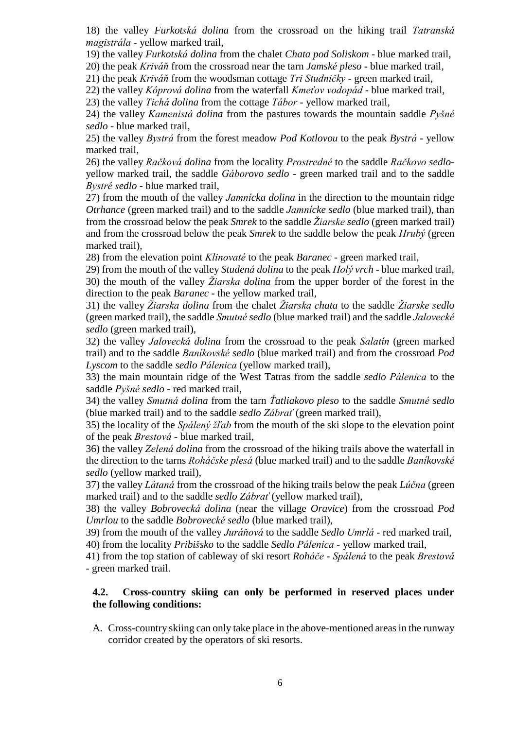18) the valley *Furkotská dolina* from the crossroad on the hiking trail *Tatranská magistrála* - yellow marked trail,

19) the valley *Furkotská dolina* from the chalet *Chata pod Soliskom* - blue marked trail,

20) the peak *Kriváň* from the crossroad near the tarn *Jamské pleso* - blue marked trail,

21) the peak *Kriváň* from the woodsman cottage *Tri Studničky* - green marked trail,

22) the valley *Kôprová dolina* from the waterfall *Kmeťov vodopád* - blue marked trail,

23) the valley *Tichá dolina* from the cottage *Tábor* - yellow marked trail,

24) the valley *Kamenistá dolina* from the pastures towards the mountain saddle *Pyšné sedlo* - blue marked trail,

25) the valley *Bystrá* from the forest meadow *Pod Kotlovou* to the peak *Bystrá* - yellow marked trail,

26) the valley *Račková dolina* from the locality *Prostredné* to the saddle *Račkovo sedlo*- yellow marked trail, the saddle *Gáborovo sedlo* - green marked trail and to the saddle *Bystré sedlo* - blue marked trail,

27) from the mouth of the valley *Jamnícka dolina* in the direction to the mountain ridge *Otrhance* (green marked trail) and to the saddle *Jamnícke sedlo* (blue marked trail), than from the crossroad below the peak *Smrek* to the saddle *Žiarske sedlo* (green marked trail) and from the crossroad below the peak *Smrek* to the saddle below the peak *Hrubý* (green marked trail),

28) from the elevation point *Klinovaté* to the peak *Baranec* - green marked trail,

29) from the mouth of the valley *Studená dolina* to the peak *Holý vrch* - blue marked trail,

30) the mouth of the valley *Žiarska dolina* from the upper border of the forest in the direction to the peak *Baranec* - the yellow marked trail,

31) the valley *Žiarska dolina* from the chalet *Žiarska chata* to the saddle *Žiarske sedlo* (green marked trail), the saddle *Smutné sedlo* (blue marked trail) and the saddle *Jalovecké sedlo* (green marked trail),

32) the valley *Jalovecká dolina* from the crossroad to the peak *Salatín* (green marked trail) and to the saddle *Baníkovské sedlo* (blue marked trail) and from the crossroad *Pod Lyscom* to the saddle *sedlo Pálenica* (yellow marked trail),

33) the main mountain ridge of the West Tatras from the saddle *sedlo Pálenica* to the saddle *Pyšné sedlo* - red marked trail,

34) the valley *Smutná dolina* from the tarn *Ťatliakovo pleso* to the saddle *Smutné sedlo* (blue marked trail) and to the saddle *sedlo Zábrať* (green marked trail),

35) the locality of the *Spálený žľab* from the mouth of the ski slope to the elevation point of the peak *Brestová* - blue marked trail,

36) the valley *Zelená dolina* from the crossroad of the hiking trails above the waterfall in the direction to the tarns *Roháčske plesá* (blue marked trail) and to the saddle *Baníkovské sedlo* (yellow marked trail),

37) the valley *Látaná* from the crossroad of the hiking trails below the peak *Lúčna* (green marked trail) and to the saddle *sedlo Zábrať* (yellow marked trail),

38) the valley *Bobrovecká dolina* (near the village *Oravice*) from the crossroad *Pod Umrlou* to the saddle *Bobrovecké sedlo* (blue marked trail),

39) from the mouth of the valley *Juráňová* to the saddle *Sedlo Umrlá* - red marked trail,

40) from the locality *Pribišsko* to the saddle *Sedlo Pálenica* - yellow marked trail,

41) from the top station of cableway of ski resort *Roháče - Spálená* to the peak *Brestová* - green marked trail.

### 4.2. Cross-country skiing can only be performed in reserved places under the following conditions:

A. Cross-country skiing can only take place in the above-mentioned areas in the runway corridor created by the operators of ski resorts.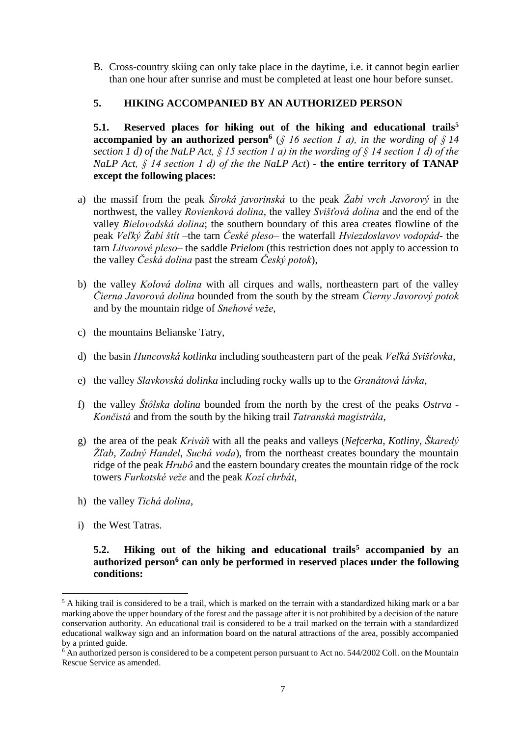B. Cross-country skiing can only take place in the daytime, i.e. it cannot begin earlier than one hour after sunrise and must be completed at least one hour before sunset.

## 5. HIKING ACCOMPANIED BY AN AUTHORIZED PERSON

**5.1. Reserved places for hiking out of the hiking and educational trails[5] accompanied by an authorized person[6]** (*§ 16 section 1 a), in the wording of § 14 section 1 d) of the NaLP Act, § 15 section 1 a) in the wording of § 14 section 1 d) of the NaLP Act, § 14 section 1 d) of the the NaLP Act*) - **the entire territory of TANAP except the following places:**

a) the massif from the peak *Široká javorinská* to the peak *Žabí vrch Javorový* in the northwest, the valley *Rovienková dolina*, the valley *Svišťová dolina* and the end of the valley *Bielovodská dolina*; the southern boundary of this area creates flowline of the peak *Veľký Žabí štít* –the tarn *České pleso*– the waterfall *Hviezdoslavov vodopád*- the tarn *Litvorové pleso*– the saddle *Prielom* (this restriction does not apply to accession to the valley *Česká dolina* past the stream *Český potok*),

b) the valley *Kolová dolina* with all cirques and walls, northeastern part of the valley *Čierna Javorová dolina* bounded from the south by the stream *Čierny Javorový potok* and by the mountain ridge of *Snehové veže*,

c) the mountains Belianske Tatry,

d) the basin *Huncovská kotlinka* including southeastern part of the peak *Veľká Svišťovka*,

e) the valley *Slavkovská dolinka* including rocky walls up to the *Granátová lávka*,

f) the valley *Štôlska dolina* bounded from the north by the crest of the peaks *Ostrva - Končistá* and from the south by the hiking trail *Tatranská magistrála*,

g) the area of the peak *Kriváň* with all the peaks and valleys (*Nefcerka*, *Kotliny*, *Škaredý Žľab*, *Zadný Handel*, *Suchá voda*), from the northeast creates boundary the mountain ridge of the peak *Hrubô* and the eastern boundary creates the mountain ridge of the rock towers *Furkotské veže* and the peak *Kozí chrbát*,

h) the valley *Tichá dolina*,

i) the West Tatras.

**5.2. Hiking out of the hiking and educational trails[5] accompanied by an authorized person[6] can only be performed in reserved places under the following conditions:**

---

[5] A hiking trail is considered to be a trail, which is marked on the terrain with a standardized hiking mark or a bar marking above the upper boundary of the forest and the passage after it is not prohibited by a decision of the nature conservation authority. An educational trail is considered to be a trail marked on the terrain with a standardized educational walkway sign and an information board on the natural attractions of the area, possibly accompanied by a printed guide.

[6] An authorized person is considered to be a competent person pursuant to Act no. 544/2002 Coll. on the Mountain Rescue Service as amended.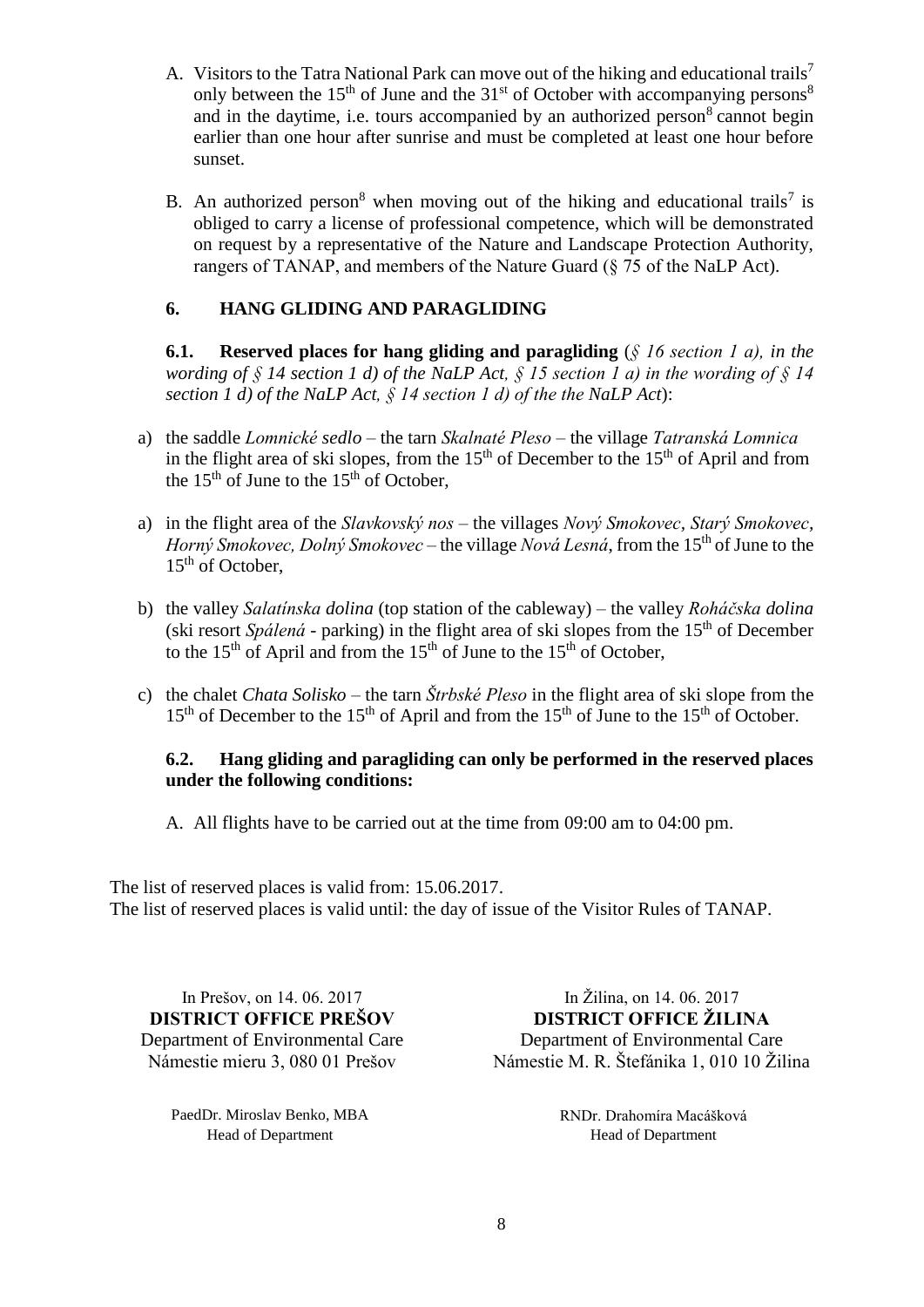A. Visitors to the Tatra National Park can move out of the hiking and educational trails[7] only between the 15[th] of June and the 31[st] of October with accompanying persons[8] and in the daytime, i.e. tours accompanied by an authorized person[8] cannot begin earlier than one hour after sunrise and must be completed at least one hour before sunset.

B. An authorized person[8] when moving out of the hiking and educational trails[7] is obliged to carry a license of professional competence, which will be demonstrated on request by a representative of the Nature and Landscape Protection Authority, rangers of TANAP, and members of the Nature Guard (§ 75 of the NaLP Act).

## 6. HANG GLIDING AND PARAGLIDING

**6.1. Reserved places for hang gliding and paragliding** (*§ 16 section 1 a), in the wording of § 14 section 1 d) of the NaLP Act, § 15 section 1 a) in the wording of § 14 section 1 d) of the NaLP Act, § 14 section 1 d) of the the NaLP Act*):

a) the saddle *Lomnické sedlo* – the tarn *Skalnaté Pleso* – the village *Tatranská Lomnica* in the flight area of ski slopes, from the 15[th] of December to the 15[th] of April and from the 15[th] of June to the 15[th] of October,

a) in the flight area of the *Slavkovský nos* – the villages *Nový Smokovec, Starý Smokovec, Horný Smokovec, Dolný Smokovec* – the village *Nová Lesná*, from the 15[th] of June to the 15[th] of October,

b) the valley *Salatínska dolina* (top station of the cableway) – the valley *Roháčska dolina* (ski resort *Spálená* - parking) in the flight area of ski slopes from the 15[th] of December to the 15[th] of April and from the 15[th] of June to the 15[th] of October,

c) the chalet *Chata Solisko* – the tarn *Štrbské Pleso* in the flight area of ski slope from the 15[th] of December to the 15[th] of April and from the 15[th] of June to the 15[th] of October.

**6.2. Hang gliding and paragliding can only be performed in the reserved places under the following conditions:**

A. All flights have to be carried out at the time from 09:00 am to 04:00 pm.

The list of reserved places is valid from: 15.06.2017.
The list of reserved places is valid until: the day of issue of the Visitor Rules of TANAP.

In Prešov, on 14. 06. 2017
**DISTRICT OFFICE PREŠOV**
Department of Environmental Care
Námestie mieru 3, 080 01 Prešov

PaedDr. Miroslav Benko, MBA
Head of Department

In Žilina, on 14. 06. 2017
**DISTRICT OFFICE ŽILINA**
Department of Environmental Care
Námestie M. R. Štefánika 1, 010 10 Žilina

RNDr. Drahomíra Macášková
Head of Department